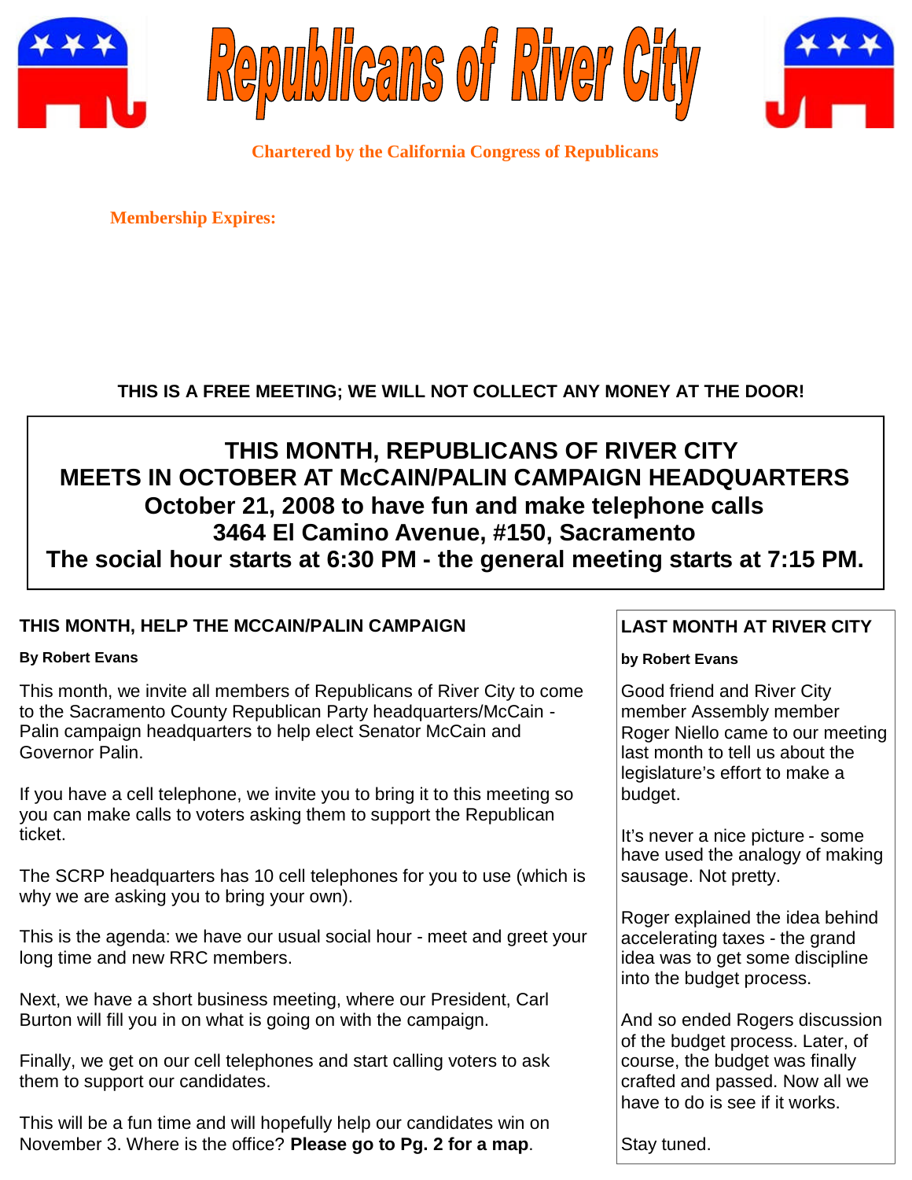# Republicans of River City

**Chartered by the California Congress of Republicans**

**Membership Expires:**

**THIS IS A FREE MEETING; WE WILL NOT COLLECT ANY MONEY AT THE DOOR!**

**THIS MONTH, REPUBLICANS OF RIVER CITY**
**MEETS IN OCTOBER AT McCAIN/PALIN CAMPAIGN HEADQUARTERS**
**October 21, 2008 to have fun and make telephone calls**
**3464 El Camino Avenue, #150, Sacramento**
**The social hour starts at 6:30 PM - the general meeting starts at 7:15 PM.**

## THIS MONTH, HELP THE MCCAIN/PALIN CAMPAIGN

**By Robert Evans**

This month, we invite all members of Republicans of River City to come to the Sacramento County Republican Party headquarters/McCain - Palin campaign headquarters to help elect Senator McCain and Governor Palin.

If you have a cell telephone, we invite you to bring it to this meeting so you can make calls to voters asking them to support the Republican ticket.

The SCRP headquarters has 10 cell telephones for you to use (which is why we are asking you to bring your own).

This is the agenda: we have our usual social hour - meet and greet your long time and new RRC members.

Next, we have a short business meeting, where our President, Carl Burton will fill you in on what is going on with the campaign.

Finally, we get on our cell telephones and start calling voters to ask them to support our candidates.

This will be a fun time and will hopefully help our candidates win on November 3. Where is the office? **Please go to Pg. 2 for a map**.

## LAST MONTH AT RIVER CITY

**by Robert Evans**

Good friend and River City member Assembly member Roger Niello came to our meeting last month to tell us about the legislature's effort to make a budget.

It's never a nice picture - some have used the analogy of making sausage. Not pretty.

Roger explained the idea behind accelerating taxes - the grand idea was to get some discipline into the budget process.

And so ended Rogers discussion of the budget process. Later, of course, the budget was finally crafted and passed. Now all we have to do is see if it works.

Stay tuned.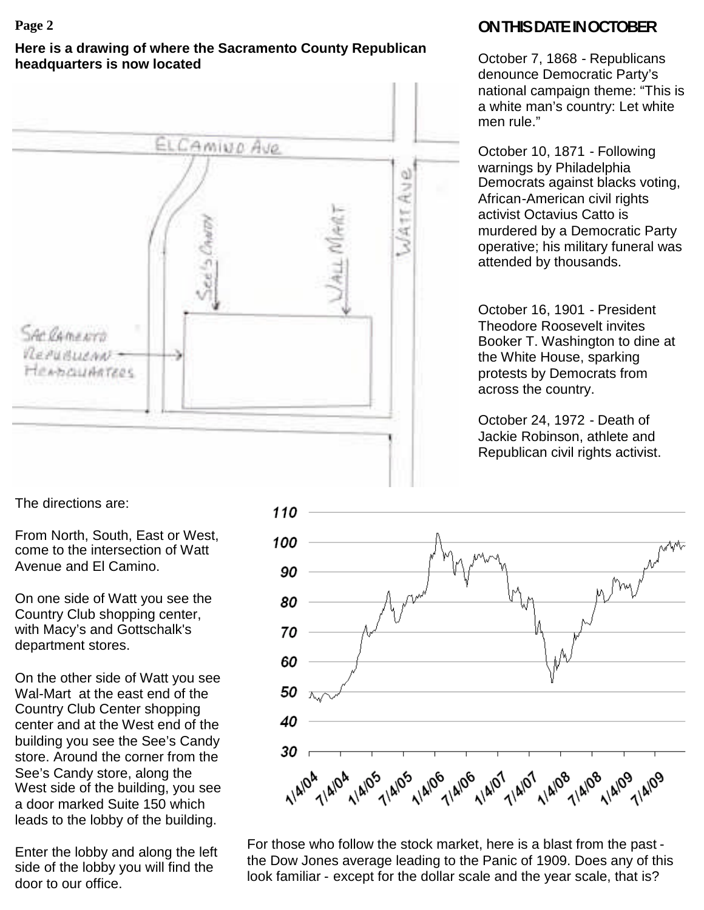**Here is a drawing of where the Sacramento County Republican headquarters is now located**

The directions are:

From North, South, East or West, come to the intersection of Watt Avenue and El Camino.

On one side of Watt you see the Country Club shopping center, with Macy's and Gottschalk's department stores.

On the other side of Watt you see Wal-Mart at the east end of the Country Club Center shopping center and at the West end of the building you see the See's Candy store. Around the corner from the See's Candy store, along the West side of the building, you see a door marked Suite 150 which leads to the lobby of the building.

Enter the lobby and along the left side of the lobby you will find the door to our office.

## ON THIS DATE IN OCTOBER

October 7, 1868 - Republicans denounce Democratic Party's national campaign theme: "This is a white man's country: Let white men rule."

October 10, 1871 - Following warnings by Philadelphia Democrats against blacks voting, African-American civil rights activist Octavius Catto is murdered by a Democratic Party operative; his military funeral was attended by thousands.

October 16, 1901 - President Theodore Roosevelt invites Booker T. Washington to dine at the White House, sparking protests by Democrats from across the country.

October 24, 1972 - Death of Jackie Robinson, athlete and Republican civil rights activist.

For those who follow the stock market, here is a blast from the past - the Dow Jones average leading to the Panic of 1909. Does any of this look familiar - except for the dollar scale and the year scale, that is?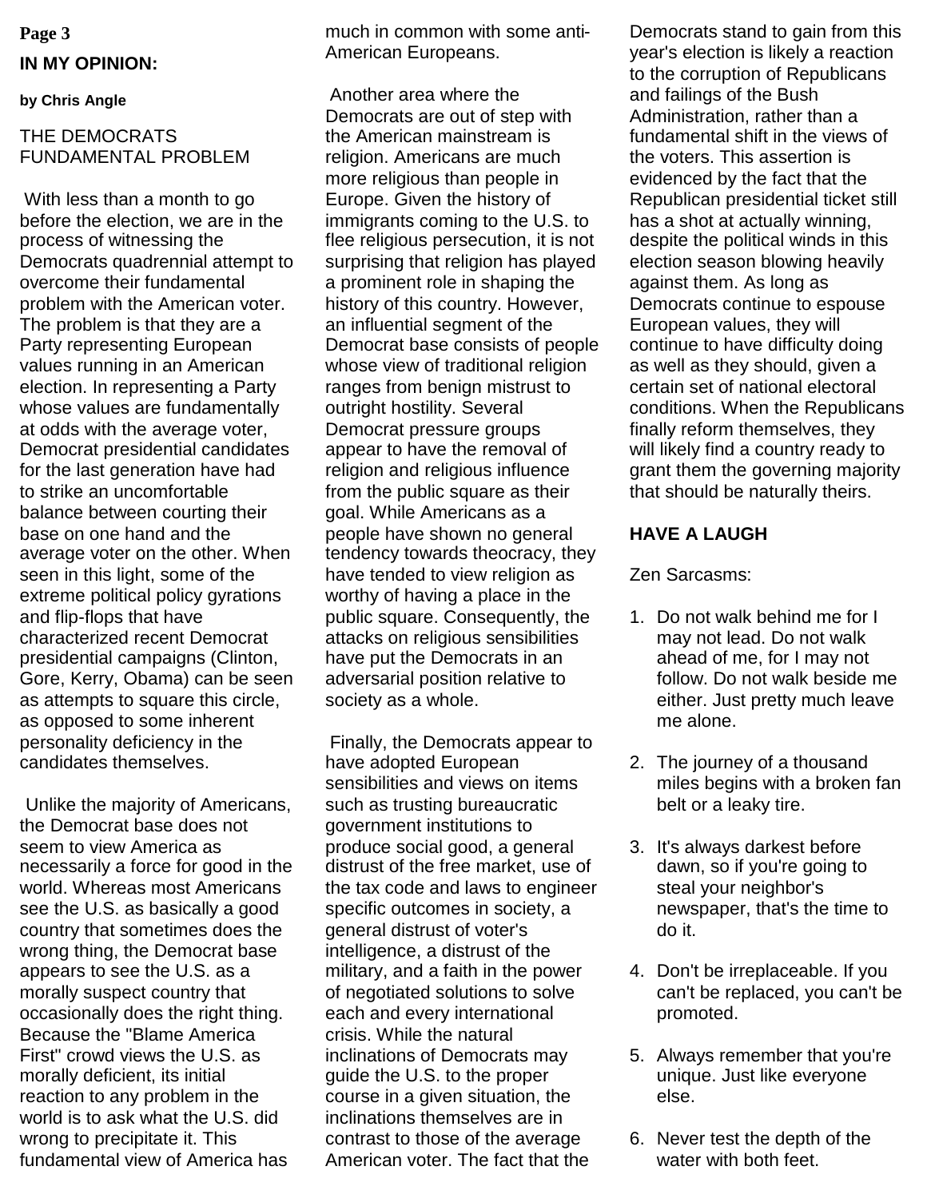## IN MY OPINION:

**by Chris Angle**

### THE DEMOCRATS FUNDAMENTAL PROBLEM

With less than a month to go before the election, we are in the process of witnessing the Democrats quadrennial attempt to overcome their fundamental problem with the American voter. The problem is that they are a Party representing European values running in an American election. In representing a Party whose values are fundamentally at odds with the average voter, Democrat presidential candidates for the last generation have had to strike an uncomfortable balance between courting their base on one hand and the average voter on the other. When seen in this light, some of the extreme political policy gyrations and flip-flops that have characterized recent Democrat presidential campaigns (Clinton, Gore, Kerry, Obama) can be seen as attempts to square this circle, as opposed to some inherent personality deficiency in the candidates themselves.

Unlike the majority of Americans, the Democrat base does not seem to view America as necessarily a force for good in the world. Whereas most Americans see the U.S. as basically a good country that sometimes does the wrong thing, the Democrat base appears to see the U.S. as a morally suspect country that occasionally does the right thing. Because the "Blame America First" crowd views the U.S. as morally deficient, its initial reaction to any problem in the world is to ask what the U.S. did wrong to precipitate it. This fundamental view of America has much in common with some anti-American Europeans.

Another area where the Democrats are out of step with the American mainstream is religion. Americans are much more religious than people in Europe. Given the history of immigrants coming to the U.S. to flee religious persecution, it is not surprising that religion has played a prominent role in shaping the history of this country. However, an influential segment of the Democrat base consists of people whose view of traditional religion ranges from benign mistrust to outright hostility. Several Democrat pressure groups appear to have the removal of religion and religious influence from the public square as their goal. While Americans as a people have shown no general tendency towards theocracy, they have tended to view religion as worthy of having a place in the public square. Consequently, the attacks on religious sensibilities have put the Democrats in an adversarial position relative to society as a whole.

Finally, the Democrats appear to have adopted European sensibilities and views on items such as trusting bureaucratic government institutions to produce social good, a general distrust of the free market, use of the tax code and laws to engineer specific outcomes in society, a general distrust of voter's intelligence, a distrust of the military, and a faith in the power of negotiated solutions to solve each and every international crisis. While the natural inclinations of Democrats may guide the U.S. to the proper course in a given situation, the inclinations themselves are in contrast to those of the average American voter. The fact that the Democrats stand to gain from this year's election is likely a reaction to the corruption of Republicans and failings of the Bush Administration, rather than a fundamental shift in the views of the voters. This assertion is evidenced by the fact that the Republican presidential ticket still has a shot at actually winning, despite the political winds in this election season blowing heavily against them. As long as Democrats continue to espouse European values, they will continue to have difficulty doing as well as they should, given a certain set of national electoral conditions. When the Republicans finally reform themselves, they will likely find a country ready to grant them the governing majority that should be naturally theirs.

## HAVE A LAUGH

Zen Sarcasms:

1. Do not walk behind me for I may not lead. Do not walk ahead of me, for I may not follow. Do not walk beside me either. Just pretty much leave me alone.

2. The journey of a thousand miles begins with a broken fan belt or a leaky tire.

3. It's always darkest before dawn, so if you're going to steal your neighbor's newspaper, that's the time to do it.

4. Don't be irreplaceable. If you can't be replaced, you can't be promoted.

5. Always remember that you're unique. Just like everyone else.

6. Never test the depth of the water with both feet.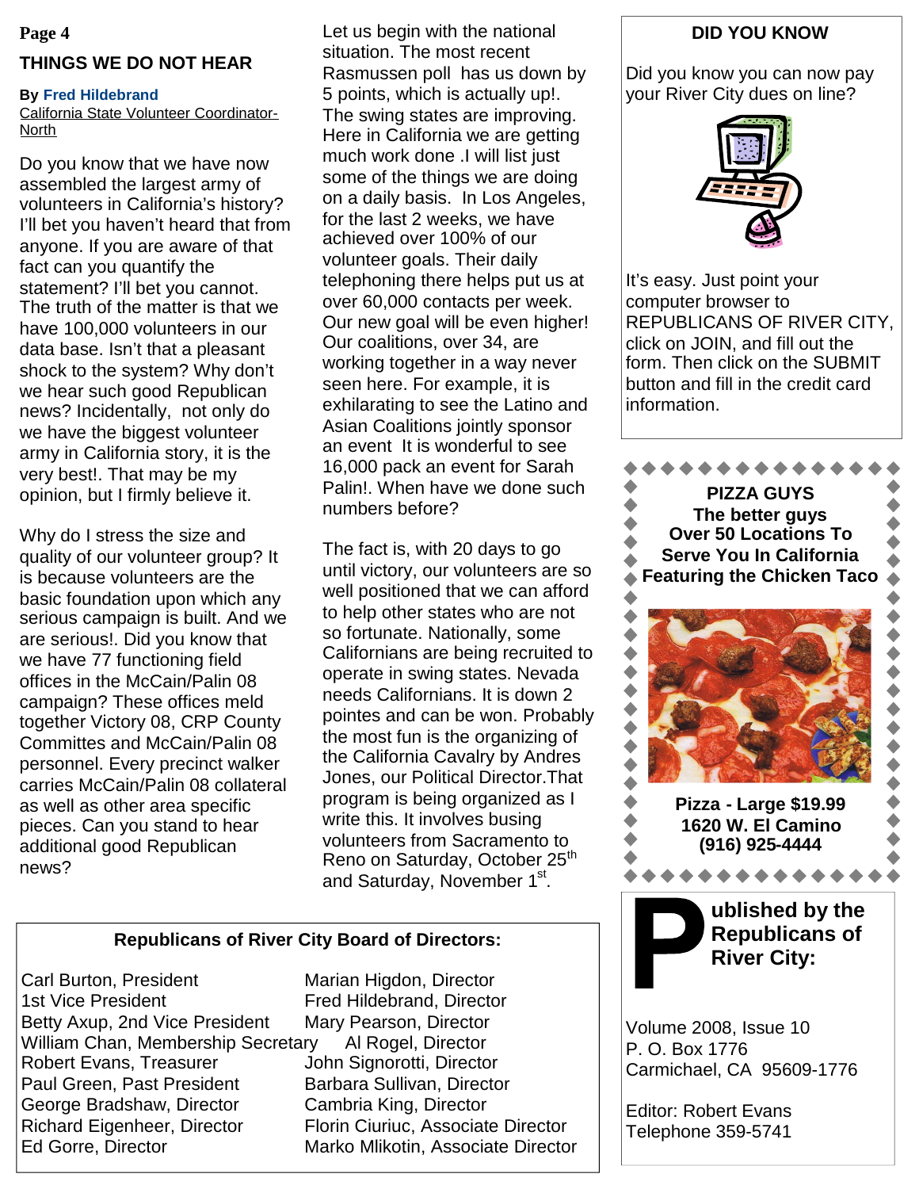## THINGS WE DO NOT HEAR

**By Fred Hildebrand**
California State Volunteer Coordinator-North

Do you know that we have now assembled the largest army of volunteers in California's history? I'll bet you haven't heard that from anyone. If you are aware of that fact can you quantify the statement? I'll bet you cannot. The truth of the matter is that we have 100,000 volunteers in our data base. Isn't that a pleasant shock to the system? Why don't we hear such good Republican news? Incidentally, not only do we have the biggest volunteer army in California story, it is the very best!. That may be my opinion, but I firmly believe it.

Why do I stress the size and quality of our volunteer group? It is because volunteers are the basic foundation upon which any serious campaign is built. And we are serious!. Did you know that we have 77 functioning field offices in the McCain/Palin 08 campaign? These offices meld together Victory 08, CRP County Committes and McCain/Palin 08 personnel. Every precinct walker carries McCain/Palin 08 collateral as well as other area specific pieces. Can you stand to hear additional good Republican news?

Let us begin with the national situation. The most recent Rasmussen poll has us down by 5 points, which is actually up!. The swing states are improving. Here in California we are getting much work done .I will list just some of the things we are doing on a daily basis. In Los Angeles, for the last 2 weeks, we have achieved over 100% of our volunteer goals. Their daily telephoning there helps put us at over 60,000 contacts per week. Our new goal will be even higher! Our coalitions, over 34, are working together in a way never seen here. For example, it is exhilarating to see the Latino and Asian Coalitions jointly sponsor an event It is wonderful to see 16,000 pack an event for Sarah Palin!. When have we done such numbers before?

The fact is, with 20 days to go until victory, our volunteers are so well positioned that we can afford to help other states who are not so fortunate. Nationally, some Californians are being recruited to operate in swing states. Nevada needs Californians. It is down 2 pointes and can be won. Probably the most fun is the organizing of the California Cavalry by Andres Jones, our Political Director.That program is being organized as I write this. It involves busing volunteers from Sacramento to Reno on Saturday, October 25th and Saturday, November 1st.

### Republicans of River City Board of Directors:

| | |
|---|---|
| Carl Burton, President | Marian Higdon, Director |
| 1st Vice President | Fred Hildebrand, Director |
| Betty Axup, 2nd Vice President | Mary Pearson, Director |
| William Chan, Membership Secretary | Al Rogel, Director |
| Robert Evans, Treasurer | John Signorotti, Director |
| Paul Green, Past President | Barbara Sullivan, Director |
| George Bradshaw, Director | Cambria King, Director |
| Richard Eigenheer, Director | Florin Ciuriuc, Associate Director |
| Ed Gorre, Director | Marko Mlikotin, Associate Director |

### DID YOU KNOW

Did you know you can now pay your River City dues on line?

It's easy. Just point your computer browser to REPUBLICANS OF RIVER CITY, click on JOIN, and fill out the form. Then click on the SUBMIT button and fill in the credit card information.

**PIZZA GUYS**
**The better guys**
**Over 50 Locations To Serve You In California**
**Featuring the Chicken Taco**

**Pizza - Large $19.99**
**1620 W. El Camino**
**(916) 925-4444**

**Published by the Republicans of River City:**

Volume 2008, Issue 10
P. O. Box 1776
Carmichael, CA 95609-1776

Editor: Robert Evans
Telephone 359-5741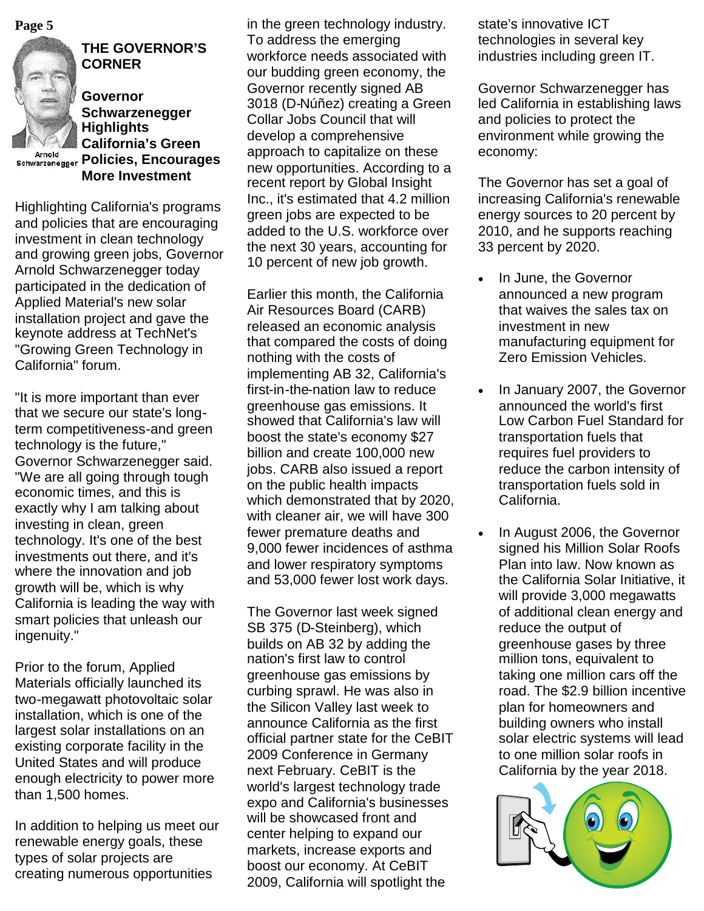## THE GOVERNOR'S CORNER

Arnold Schwarzenegger

### Governor Schwarzenegger Highlights California's Green Policies, Encourages More Investment

Highlighting California's programs and policies that are encouraging investment in clean technology and growing green jobs, Governor Arnold Schwarzenegger today participated in the dedication of Applied Material's new solar installation project and gave the keynote address at TechNet's "Growing Green Technology in California" forum.

"It is more important than ever that we secure our state's long-term competitiveness-and green technology is the future," Governor Schwarzenegger said. "We are all going through tough economic times, and this is exactly why I am talking about investing in clean, green technology. It's one of the best investments out there, and it's where the innovation and job growth will be, which is why California is leading the way with smart policies that unleash our ingenuity."

Prior to the forum, Applied Materials officially launched its two-megawatt photovoltaic solar installation, which is one of the largest solar installations on an existing corporate facility in the United States and will produce enough electricity to power more than 1,500 homes.

In addition to helping us meet our renewable energy goals, these types of solar projects are creating numerous opportunities in the green technology industry. To address the emerging workforce needs associated with our budding green economy, the Governor recently signed AB 3018 (D-Núñez) creating a Green Collar Jobs Council that will develop a comprehensive approach to capitalize on these new opportunities. According to a recent report by Global Insight Inc., it's estimated that 4.2 million green jobs are expected to be added to the U.S. workforce over the next 30 years, accounting for 10 percent of new job growth.

Earlier this month, the California Air Resources Board (CARB) released an economic analysis that compared the costs of doing nothing with the costs of implementing AB 32, California's first-in-the-nation law to reduce greenhouse gas emissions. It showed that California's law will boost the state's economy $27 billion and create 100,000 new jobs. CARB also issued a report on the public health impacts which demonstrated that by 2020, with cleaner air, we will have 300 fewer premature deaths and 9,000 fewer incidences of asthma and lower respiratory symptoms and 53,000 fewer lost work days.

The Governor last week signed SB 375 (D-Steinberg), which builds on AB 32 by adding the nation's first law to control greenhouse gas emissions by curbing sprawl. He was also in the Silicon Valley last week to announce California as the first official partner state for the CeBIT 2009 Conference in Germany next February. CeBIT is the world's largest technology trade expo and California's businesses will be showcased front and center helping to expand our markets, increase exports and boost our economy. At CeBIT 2009, California will spotlight the state's innovative ICT technologies in several key industries including green IT.

Governor Schwarzenegger has led California in establishing laws and policies to protect the environment while growing the economy:

The Governor has set a goal of increasing California's renewable energy sources to 20 percent by 2010, and he supports reaching 33 percent by 2020.

- In June, the Governor announced a new program that waives the sales tax on investment in new manufacturing equipment for Zero Emission Vehicles.
- In January 2007, the Governor announced the world's first Low Carbon Fuel Standard for transportation fuels that requires fuel providers to reduce the carbon intensity of transportation fuels sold in California.
- In August 2006, the Governor signed his Million Solar Roofs Plan into law. Now known as the California Solar Initiative, it will provide 3,000 megawatts of additional clean energy and reduce the output of greenhouse gases by three million tons, equivalent to taking one million cars off the road. The $2.9 billion incentive plan for homeowners and building owners who install solar electric systems will lead to one million solar roofs in California by the year 2018.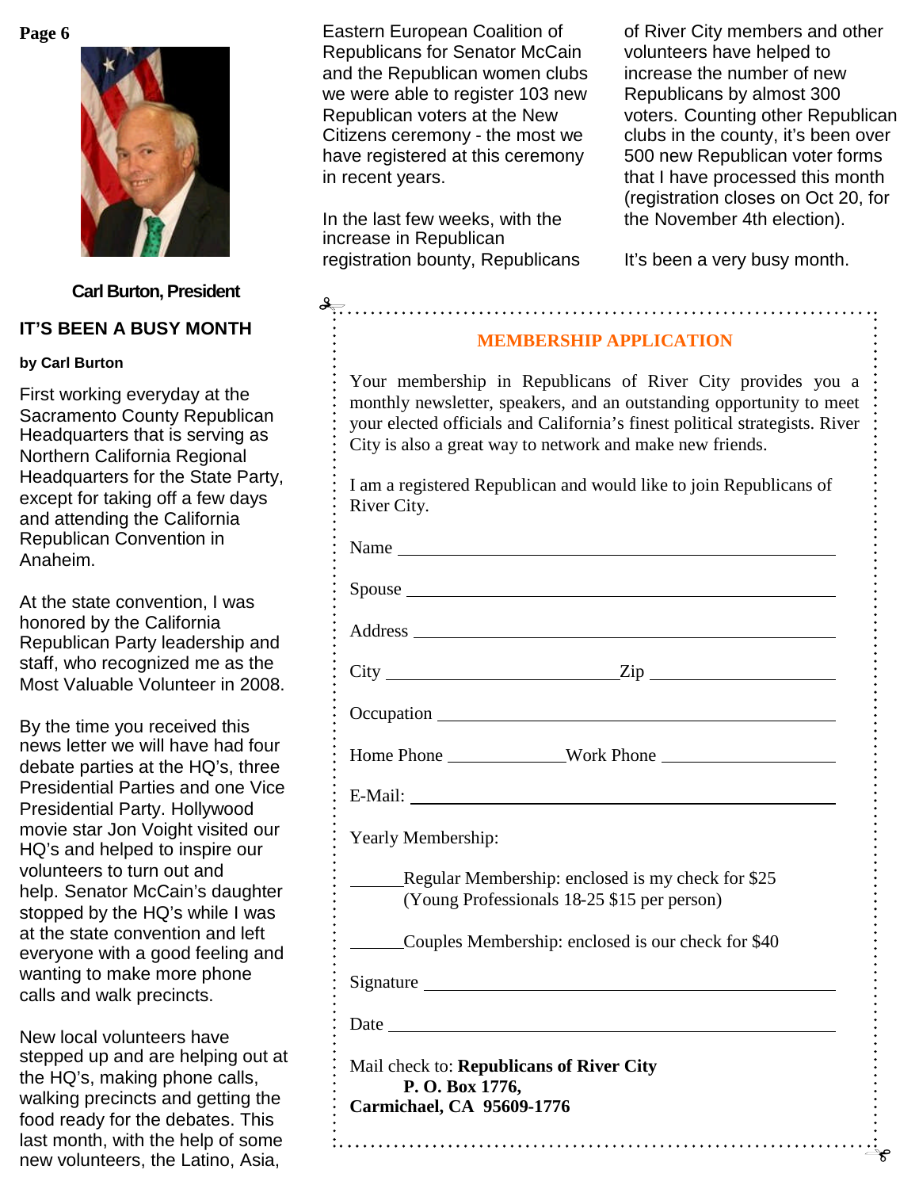**Carl Burton, President**

## IT'S BEEN A BUSY MONTH

**by Carl Burton**

First working everyday at the Sacramento County Republican Headquarters that is serving as Northern California Regional Headquarters for the State Party, except for taking off a few days and attending the California Republican Convention in Anaheim.

At the state convention, I was honored by the California Republican Party leadership and staff, who recognized me as the Most Valuable Volunteer in 2008.

By the time you received this news letter we will have had four debate parties at the HQ's, three Presidential Parties and one Vice Presidential Party. Hollywood movie star Jon Voight visited our HQ's and helped to inspire our volunteers to turn out and help. Senator McCain's daughter stopped by the HQ's while I was at the state convention and left everyone with a good feeling and wanting to make more phone calls and walk precincts.

New local volunteers have stepped up and are helping out at the HQ's, making phone calls, walking precincts and getting the food ready for the debates. This last month, with the help of some new volunteers, the Latino, Asia, Eastern European Coalition of Republicans for Senator McCain and the Republican women clubs we were able to register 103 new Republican voters at the New Citizens ceremony - the most we have registered at this ceremony in recent years.

In the last few weeks, with the increase in Republican registration bounty, Republicans of River City members and other volunteers have helped to increase the number of new Republicans by almost 300 voters. Counting other Republican clubs in the county, it's been over 500 new Republican voter forms that I have processed this month (registration closes on Oct 20, for the November 4th election).

It's been a very busy month.

---

## MEMBERSHIP APPLICATION

Your membership in Republicans of River City provides you a monthly newsletter, speakers, and an outstanding opportunity to meet your elected officials and California's finest political strategists. River City is also a great way to network and make new friends.

I am a registered Republican and would like to join Republicans of River City.

Name ______________________________

Spouse ______________________________

Address ______________________________

City ____________________ Zip ______________

Occupation ______________________________

Home Phone ____________ Work Phone ______________

E-Mail: ______________________________

Yearly Membership:

______Regular Membership: enclosed is my check for $25
(Young Professionals 18-25 $15 per person)

______Couples Membership: enclosed is our check for $40

Signature ______________________________

Date ______________________________

Mail check to: **Republicans of River City**
**P. O. Box 1776,**
**Carmichael, CA 95609-1776**